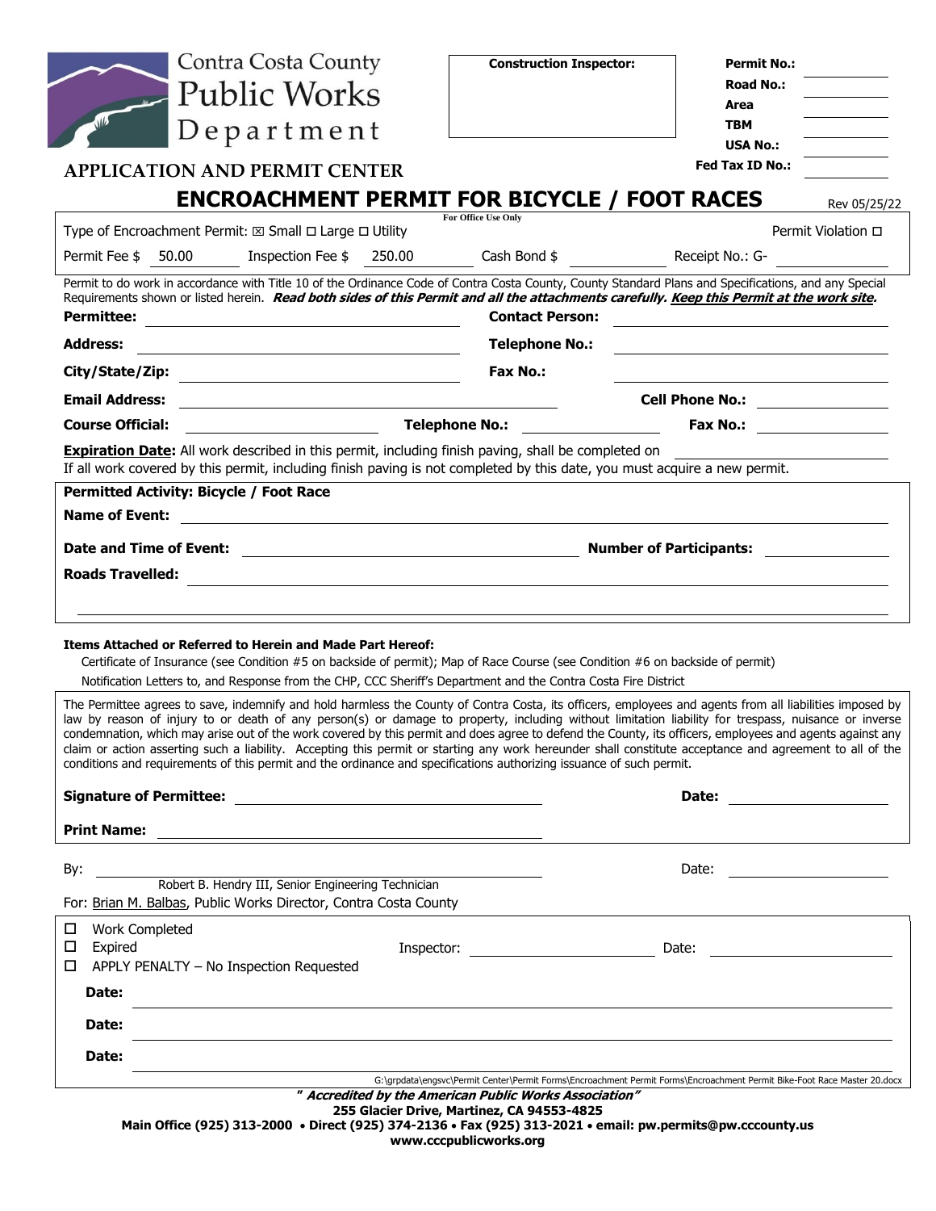Contra Costa County
Public Works
Department

**APPLICATION AND PERMIT CENTER**

**Construction Inspector:**

**Permit No.:** ______
**Road No.:** ______
**Area** ______
**TBM** ______
**USA No.:** ______
**Fed Tax ID No.:** ______

# ENCROACHMENT PERMIT FOR BICYCLE / FOOT RACES

Rev 05/25/22

For Office Use Only

Type of Encroachment Permit: ☒ Small ☐ Large ☐ Utility — Permit Violation ☐

Permit Fee $ 50.00 — Inspection Fee $ 250.00 — Cash Bond $ ______ — Receipt No.: G- ______

Permit to do work in accordance with Title 10 of the Ordinance Code of Contra Costa County, County Standard Plans and Specifications, and any Special Requirements shown or listed herein. ***Read both sides of this Permit and all the attachments carefully. Keep this Permit at the work site.***

**Permittee:** ______ **Contact Person:** ______

**Address:** ______ **Telephone No.:** ______

**City/State/Zip:** ______ **Fax No.:** ______

**Email Address:** ______ **Cell Phone No.:** ______

**Course Official:** ______ **Telephone No.:** ______ **Fax No.:** ______

**Expiration Date:** All work described in this permit, including finish paving, shall be completed on ______
If all work covered by this permit, including finish paving is not completed by this date, you must acquire a new permit.

**Permitted Activity: Bicycle / Foot Race**

**Name of Event:** ______

**Date and Time of Event:** ______ **Number of Participants:** ______

**Roads Travelled:** ______

**Items Attached or Referred to Herein and Made Part Hereof:**

Certificate of Insurance (see Condition #5 on backside of permit); Map of Race Course (see Condition #6 on backside of permit)

Notification Letters to, and Response from the CHP, CCC Sheriff's Department and the Contra Costa Fire District

The Permittee agrees to save, indemnify and hold harmless the County of Contra Costa, its officers, employees and agents from all liabilities imposed by law by reason of injury to or death of any person(s) or damage to property, including without limitation liability for trespass, nuisance or inverse condemnation, which may arise out of the work covered by this permit and does agree to defend the County, its officers, employees and agents against any claim or action asserting such a liability. Accepting this permit or starting any work hereunder shall constitute acceptance and agreement to all of the conditions and requirements of this permit and the ordinance and specifications authorizing issuance of such permit.

**Signature of Permittee:** ______ **Date:** ______

**Print Name:** ______

By: ______ Date: ______
Robert B. Hendry III, Senior Engineering Technician
For: Brian M. Balbas, Public Works Director, Contra Costa County

☐ Work Completed
☐ Expired — Inspector: ______ Date: ______
☐ APPLY PENALTY – No Inspection Requested

**Date:** ______

**Date:** ______

**Date:** ______

G:\grpdata\engsvc\Permit Center\Permit Forms\Encroachment Permit Forms\Encroachment Permit Bike-Foot Race Master 20.docx

***" Accredited by the American Public Works Association"***

**255 Glacier Drive, Martinez, CA 94553-4825**

**Main Office (925) 313-2000 • Direct (925) 374-2136 • Fax (925) 313-2021 • email: pw.permits@pw.cccounty.us**

**www.cccpublicworks.org**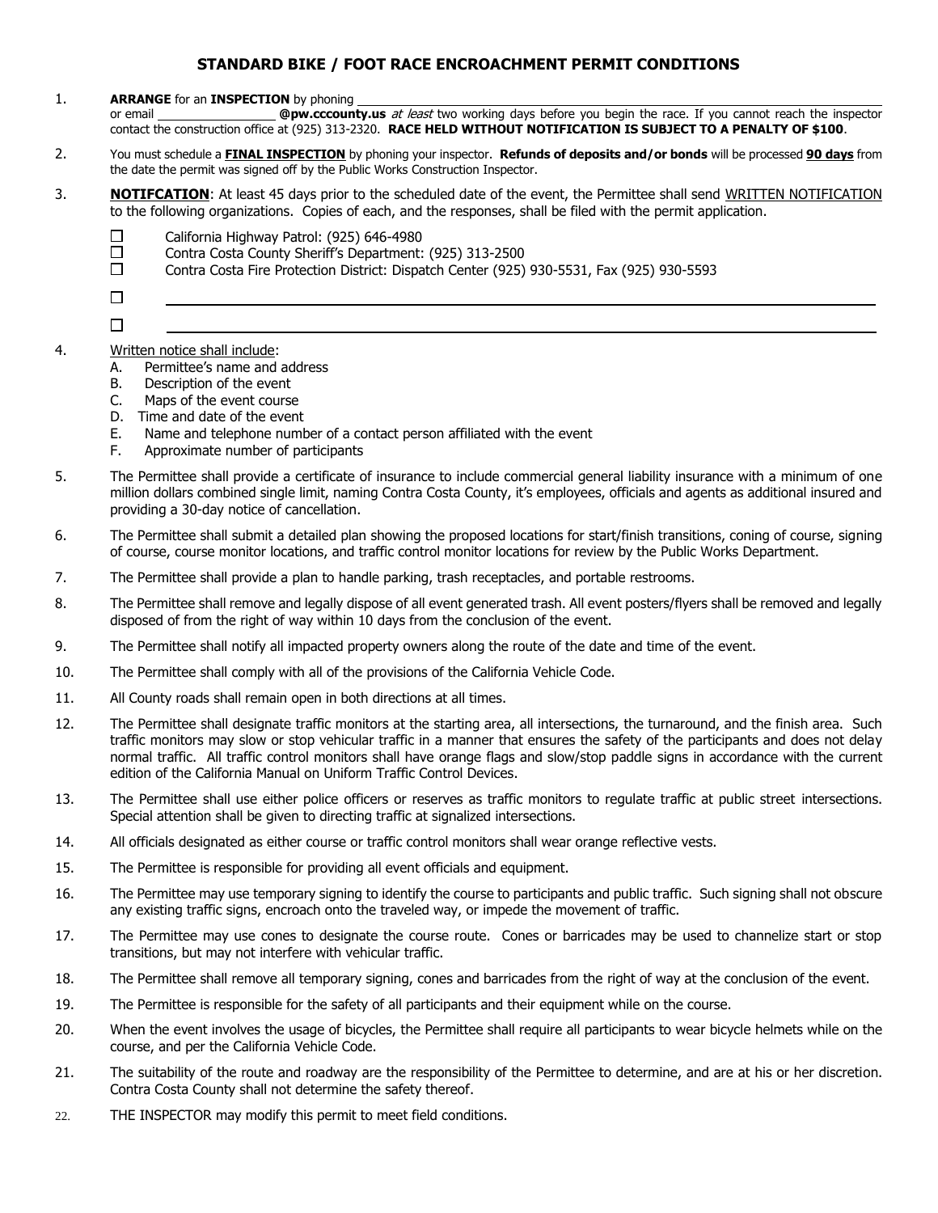# STANDARD BIKE / FOOT RACE ENCROACHMENT PERMIT CONDITIONS

1. **ARRANGE** for an **INSPECTION** by phoning \_\_\_\_\_\_\_\_\_\_\_\_\_\_\_\_\_\_\_\_\_\_\_\_\_\_\_\_\_\_\_\_\_\_\_\_\_\_\_\_\_\_\_\_
   or email \_\_\_\_\_\_\_\_\_\_\_\_\_\_\_\_\_\_ **@pw.cccounty.us** *at least* two working days before you begin the race. If you cannot reach the inspector contact the construction office at (925) 313-2320. **RACE HELD WITHOUT NOTIFICATION IS SUBJECT TO A PENALTY OF $100**.

2. You must schedule a **FINAL INSPECTION** by phoning your inspector. **Refunds of deposits and/or bonds** will be processed **90 days** from the date the permit was signed off by the Public Works Construction Inspector.

3. **NOTIFCATION**: At least 45 days prior to the scheduled date of the event, the Permittee shall send WRITTEN NOTIFICATION to the following organizations. Copies of each, and the responses, shall be filed with the permit application.

   - ☐ California Highway Patrol: (925) 646-4980
   - ☐ Contra Costa County Sheriff's Department: (925) 313-2500
   - ☐ Contra Costa Fire Protection District: Dispatch Center (925) 930-5531, Fax (925) 930-5593
   - ☐ \_\_\_\_\_\_\_\_\_\_\_\_\_\_\_\_\_\_\_\_\_\_\_\_\_\_\_\_\_\_\_\_\_\_\_\_\_\_\_\_\_\_\_\_\_\_\_\_
   - ☐ \_\_\_\_\_\_\_\_\_\_\_\_\_\_\_\_\_\_\_\_\_\_\_\_\_\_\_\_\_\_\_\_\_\_\_\_\_\_\_\_\_\_\_\_\_\_\_\_

4. Written notice shall include:
   A. Permittee's name and address
   B. Description of the event
   C. Maps of the event course
   D. Time and date of the event
   E. Name and telephone number of a contact person affiliated with the event
   F. Approximate number of participants

5. The Permittee shall provide a certificate of insurance to include commercial general liability insurance with a minimum of one million dollars combined single limit, naming Contra Costa County, it's employees, officials and agents as additional insured and providing a 30-day notice of cancellation.

6. The Permittee shall submit a detailed plan showing the proposed locations for start/finish transitions, coning of course, signing of course, course monitor locations, and traffic control monitor locations for review by the Public Works Department.

7. The Permittee shall provide a plan to handle parking, trash receptacles, and portable restrooms.

8. The Permittee shall remove and legally dispose of all event generated trash. All event posters/flyers shall be removed and legally disposed of from the right of way within 10 days from the conclusion of the event.

9. The Permittee shall notify all impacted property owners along the route of the date and time of the event.

10. The Permittee shall comply with all of the provisions of the California Vehicle Code.

11. All County roads shall remain open in both directions at all times.

12. The Permittee shall designate traffic monitors at the starting area, all intersections, the turnaround, and the finish area. Such traffic monitors may slow or stop vehicular traffic in a manner that ensures the safety of the participants and does not delay normal traffic. All traffic control monitors shall have orange flags and slow/stop paddle signs in accordance with the current edition of the California Manual on Uniform Traffic Control Devices.

13. The Permittee shall use either police officers or reserves as traffic monitors to regulate traffic at public street intersections. Special attention shall be given to directing traffic at signalized intersections.

14. All officials designated as either course or traffic control monitors shall wear orange reflective vests.

15. The Permittee is responsible for providing all event officials and equipment.

16. The Permittee may use temporary signing to identify the course to participants and public traffic. Such signing shall not obscure any existing traffic signs, encroach onto the traveled way, or impede the movement of traffic.

17. The Permittee may use cones to designate the course route. Cones or barricades may be used to channelize start or stop transitions, but may not interfere with vehicular traffic.

18. The Permittee shall remove all temporary signing, cones and barricades from the right of way at the conclusion of the event.

19. The Permittee is responsible for the safety of all participants and their equipment while on the course.

20. When the event involves the usage of bicycles, the Permittee shall require all participants to wear bicycle helmets while on the course, and per the California Vehicle Code.

21. The suitability of the route and roadway are the responsibility of the Permittee to determine, and are at his or her discretion. Contra Costa County shall not determine the safety thereof.

22. THE INSPECTOR may modify this permit to meet field conditions.